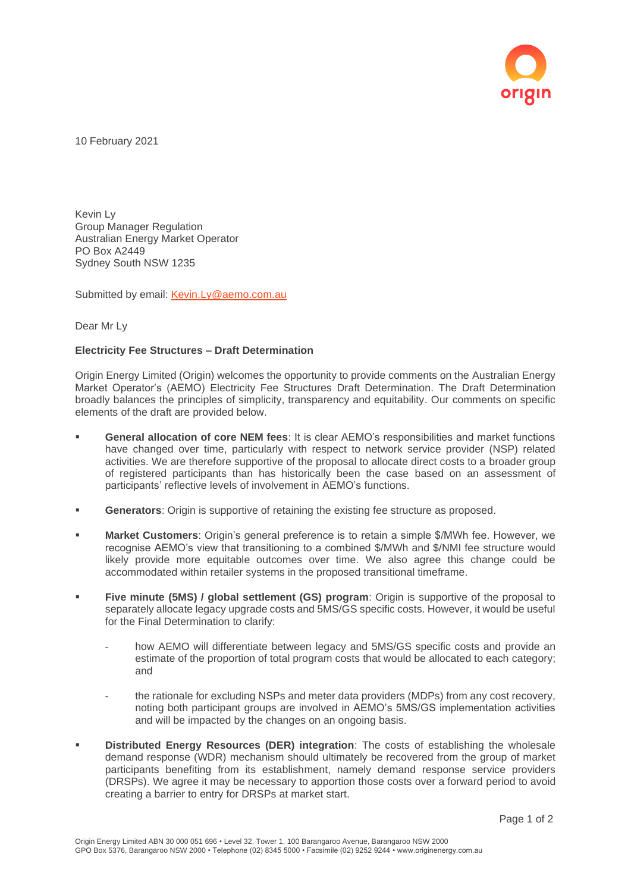10 February 2021

Kevin Ly
Group Manager Regulation
Australian Energy Market Operator
PO Box A2449
Sydney South NSW 1235

Submitted by email: [Kevin.Ly@aemo.com.au](mailto:Kevin.Ly@aemo.com.au)

Dear Mr Ly

**Electricity Fee Structures – Draft Determination**

Origin Energy Limited (Origin) welcomes the opportunity to provide comments on the Australian Energy Market Operator's (AEMO) Electricity Fee Structures Draft Determination. The Draft Determination broadly balances the principles of simplicity, transparency and equitability. Our comments on specific elements of the draft are provided below.

- **General allocation of core NEM fees**: It is clear AEMO's responsibilities and market functions have changed over time, particularly with respect to network service provider (NSP) related activities. We are therefore supportive of the proposal to allocate direct costs to a broader group of registered participants than has historically been the case based on an assessment of participants' reflective levels of involvement in AEMO's functions.

- **Generators**: Origin is supportive of retaining the existing fee structure as proposed.

- **Market Customers**: Origin's general preference is to retain a simple $/MWh fee. However, we recognise AEMO's view that transitioning to a combined $/MWh and $/NMI fee structure would likely provide more equitable outcomes over time. We also agree this change could be accommodated within retailer systems in the proposed transitional timeframe.

- **Five minute (5MS) / global settlement (GS) program**: Origin is supportive of the proposal to separately allocate legacy upgrade costs and 5MS/GS specific costs. However, it would be useful for the Final Determination to clarify:

    - how AEMO will differentiate between legacy and 5MS/GS specific costs and provide an estimate of the proportion of total program costs that would be allocated to each category; and

    - the rationale for excluding NSPs and meter data providers (MDPs) from any cost recovery, noting both participant groups are involved in AEMO's 5MS/GS implementation activities and will be impacted by the changes on an ongoing basis.

- **Distributed Energy Resources (DER) integration**: The costs of establishing the wholesale demand response (WDR) mechanism should ultimately be recovered from the group of market participants benefiting from its establishment, namely demand response service providers (DRSPs). We agree it may be necessary to apportion those costs over a forward period to avoid creating a barrier to entry for DRSPs at market start.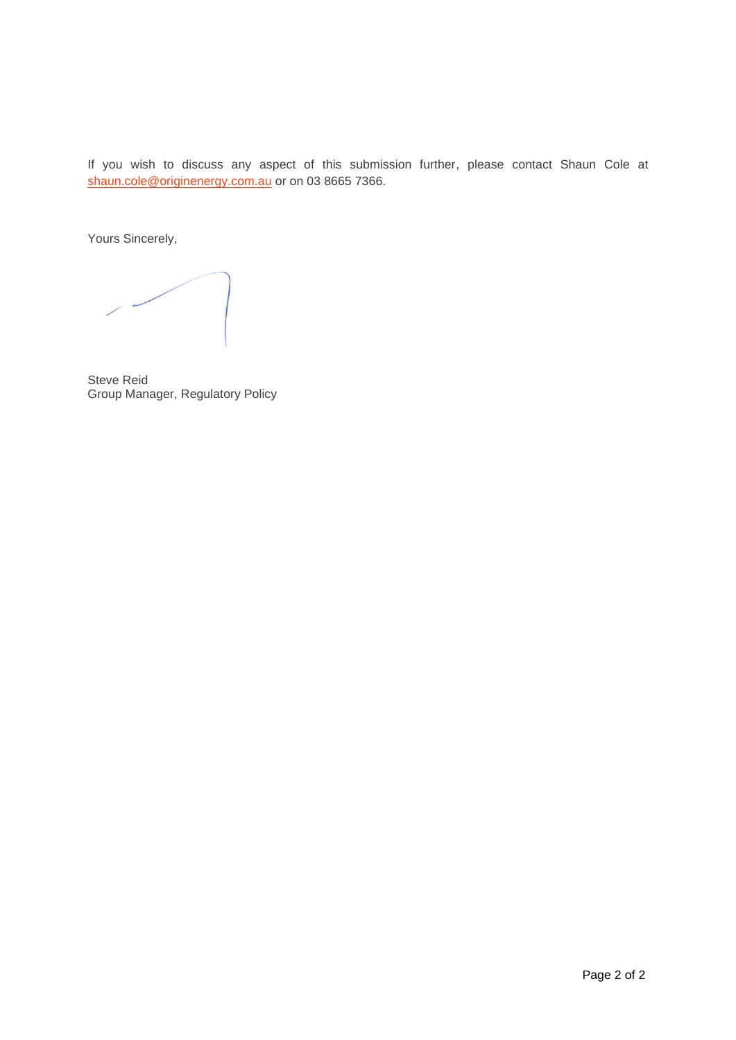If you wish to discuss any aspect of this submission further, please contact Shaun Cole at shaun.cole@originenergy.com.au or on 03 8665 7366.

Yours Sincerely,

Steve Reid
Group Manager, Regulatory Policy